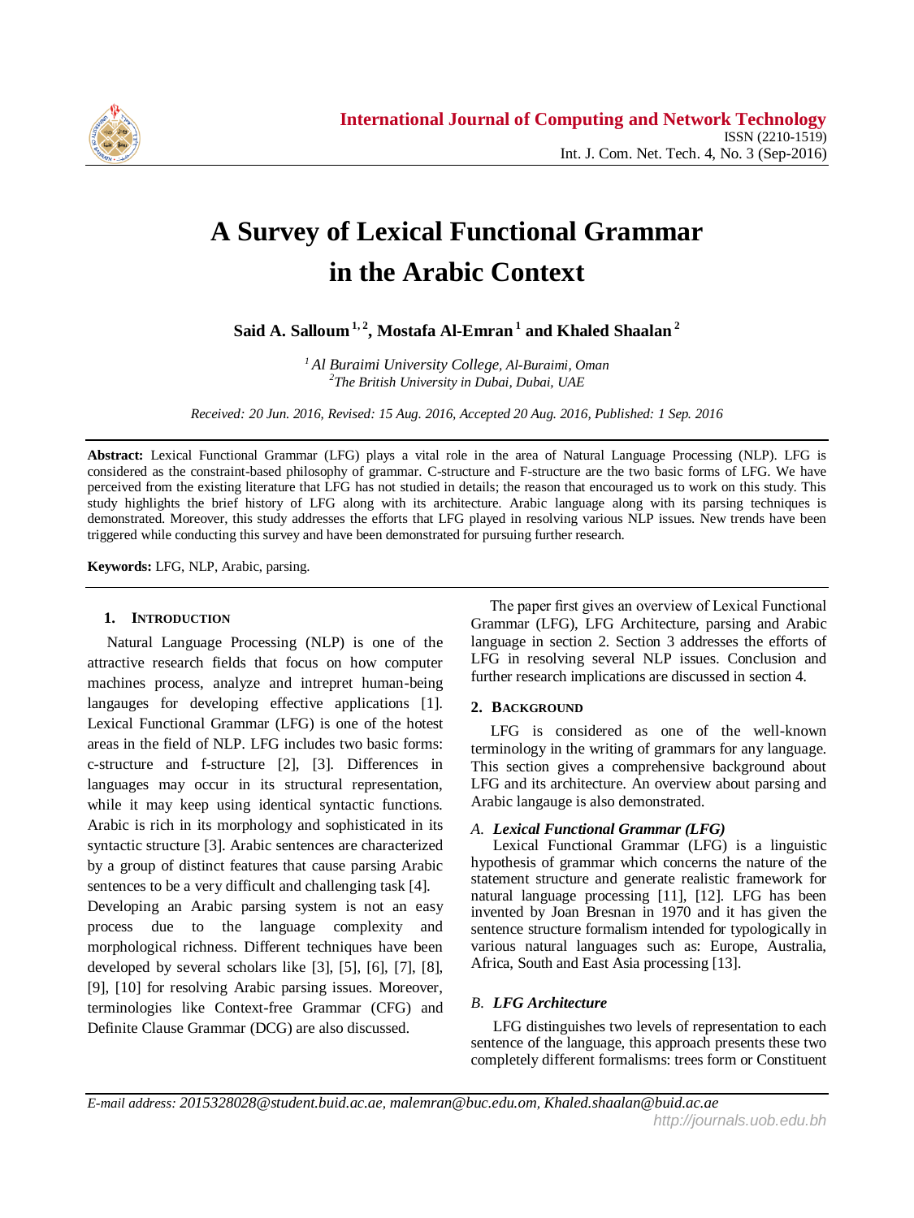# A Survey of Lexical Functional Grammar in the Arabic Context

**Said A. Salloum [1, 2], Mostafa Al-Emran [1] and Khaled Shaalan [2]**

*[1] Al Buraimi University College, Al-Buraimi, Oman*
*[2] The British University in Dubai, Dubai, UAE*

*Received: 20 Jun. 2016, Revised: 15 Aug. 2016, Accepted 20 Aug. 2016, Published: 1 Sep. 2016*

**Abstract:** Lexical Functional Grammar (LFG) plays a vital role in the area of Natural Language Processing (NLP). LFG is considered as the constraint-based philosophy of grammar. C-structure and F-structure are the two basic forms of LFG. We have perceived from the existing literature that LFG has not studied in details; the reason that encouraged us to work on this study. This study highlights the brief history of LFG along with its architecture. Arabic language along with its parsing techniques is demonstrated. Moreover, this study addresses the efforts that LFG played in resolving various NLP issues. New trends have been triggered while conducting this survey and have been demonstrated for pursuing further research.

**Keywords:** LFG, NLP, Arabic, parsing.

## 1. Introduction

Natural Language Processing (NLP) is one of the attractive research fields that focus on how computer machines process, analyze and intrepret human-being langauges for developing effective applications [1]. Lexical Functional Grammar (LFG) is one of the hottest areas in the field of NLP. LFG includes two basic forms: c-structure and f-structure [2], [3]. Differences in languages may occur in its structural representation, while it may keep using identical syntactic functions. Arabic is rich in its morphology and sophisticated in its syntactic structure [3]. Arabic sentences are characterized by a group of distinct features that cause parsing Arabic sentences to be a very difficult and challenging task [4].
Developing an Arabic parsing system is not an easy process due to the language complexity and morphological richness. Different techniques have been developed by several scholars like [3], [5], [6], [7], [8], [9], [10] for resolving Arabic parsing issues. Moreover, terminologies like Context-free Grammar (CFG) and Definite Clause Grammar (DCG) are also discussed.

The paper first gives an overview of Lexical Functional Grammar (LFG), LFG Architecture, parsing and Arabic language in section 2. Section 3 addresses the efforts of LFG in resolving several NLP issues. Conclusion and further research implications are discussed in section 4.

## 2. Background

LFG is considered as one of the well-known terminology in the writing of grammars for any language. This section gives a comprehensive background about LFG and its architecture. An overview about parsing and Arabic langauge is also demonstrated.

### A. Lexical Functional Grammar (LFG)

Lexical Functional Grammar (LFG) is a linguistic hypothesis of grammar which concerns the nature of the statement structure and generate realistic framework for natural language processing [11], [12]. LFG has been invented by Joan Bresnan in 1970 and it has given the sentence structure formalism intended for typologically in various natural languages such as: Europe, Australia, Africa, South and East Asia processing [13].

### B. LFG Architecture

LFG distinguishes two levels of representation to each sentence of the language, this approach presents these two completely different formalisms: trees form or Constituent

*E-mail address: 2015328028@student.buid.ac.ae, malemran@buc.edu.om, Khaled.shaalan@buid.ac.ae*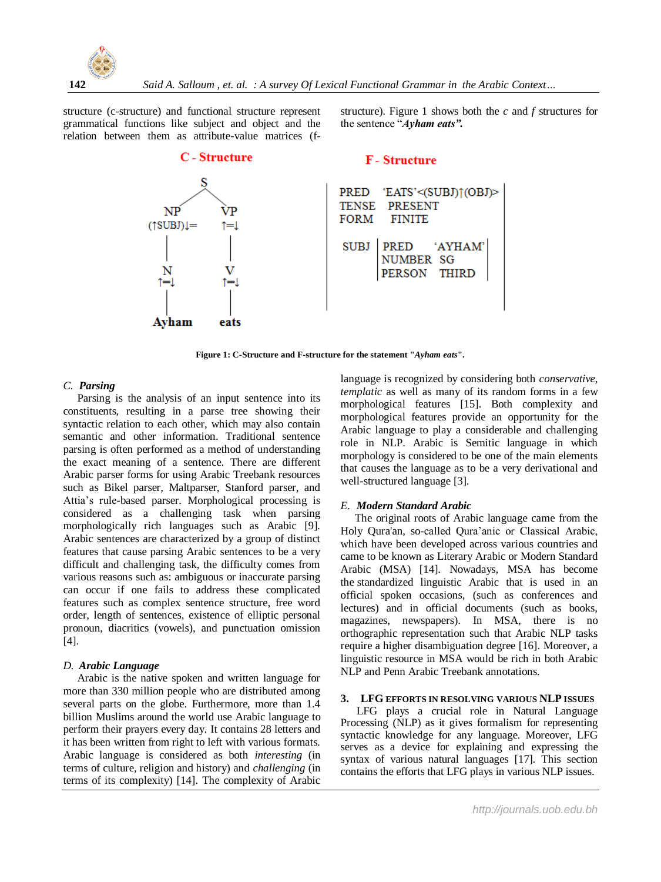structure (c-structure) and functional structure represent grammatical functions like subject and object and the relation between them as attribute-value matrices (f-structure). Figure 1 shows both the *c* and *f* structures for the sentence "*Ayham eats".*

**C - Structure**

```
            S
          /   \
        NP      VP
  (↑SUBJ)↓=     ↑=↓
        |        |
        N        V
       ↑=↓      ↑=↓
        |        |
      Ayham     eats
```

**F - Structure**

```
PRED    'EATS'<(SUBJ)↑(OBJ)>
TENSE   PRESENT
FORM    FINITE

SUBJ  | PRED     'AYHAM' |
      | NUMBER   SG      |
      | PERSON   THIRD   |
```

**Figure 1: C-Structure and F-structure for the statement "*Ayham eats*".**

### C. *Parsing*

Parsing is the analysis of an input sentence into its constituents, resulting in a parse tree showing their syntactic relation to each other, which may also contain semantic and other information. Traditional sentence parsing is often performed as a method of understanding the exact meaning of a sentence. There are different Arabic parser forms for using Arabic Treebank resources such as Bikel parser, Maltparser, Stanford parser, and Attia's rule-based parser. Morphological processing is considered as a challenging task when parsing morphologically rich languages such as Arabic [9]. Arabic sentences are characterized by a group of distinct features that cause parsing Arabic sentences to be a very difficult and challenging task, the difficulty comes from various reasons such as: ambiguous or inaccurate parsing can occur if one fails to address these complicated features such as complex sentence structure, free word order, length of sentences, existence of elliptic personal pronoun, diacritics (vowels), and punctuation omission [4].

### D. *Arabic Language*

Arabic is the native spoken and written language for more than 330 million people who are distributed among several parts on the globe. Furthermore, more than 1.4 billion Muslims around the world use Arabic language to perform their prayers every day. It contains 28 letters and it has been written from right to left with various formats. Arabic language is considered as both *interesting* (in terms of culture, religion and history) and *challenging* (in terms of its complexity) [14]. The complexity of Arabic language is recognized by considering both *conservative*, *templatic* as well as many of its random forms in a few morphological features [15]. Both complexity and morphological features provide an opportunity for the Arabic language to play a considerable and challenging role in NLP. Arabic is Semitic language in which morphology is considered to be one of the main elements that causes the language as to be a very derivational and well-structured language [3].

### E. *Modern Standard Arabic*

The original roots of Arabic language came from the Holy Qura'an, so-called Qura'anic or Classical Arabic, which have been developed across various countries and came to be known as Literary Arabic or Modern Standard Arabic (MSA) [14]. Nowadays, MSA has become the standardized linguistic Arabic that is used in an official spoken occasions, (such as conferences and lectures) and in official documents (such as books, magazines, newspapers). In MSA, there is no orthographic representation such that Arabic NLP tasks require a higher disambiguation degree [16]. Moreover, a linguistic resource in MSA would be rich in both Arabic NLP and Penn Arabic Treebank annotations.

## 3. LFG EFFORTS IN RESOLVING VARIOUS NLP ISSUES

LFG plays a crucial role in Natural Language Processing (NLP) as it gives formalism for representing syntactic knowledge for any language. Moreover, LFG serves as a device for explaining and expressing the syntax of various natural languages [17]. This section contains the efforts that LFG plays in various NLP issues.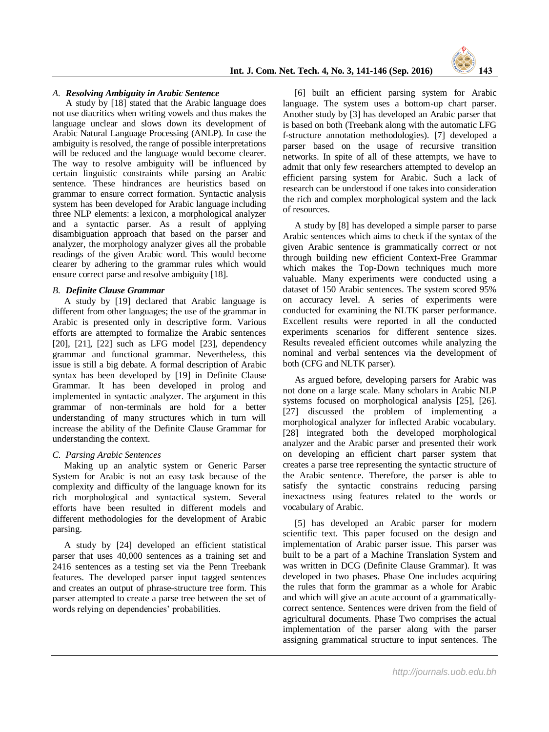### A. *Resolving Ambiguity in Arabic Sentence*

A study by [18] stated that the Arabic language does not use diacritics when writing vowels and thus makes the language unclear and slows down its development of Arabic Natural Language Processing (ANLP). In case the ambiguity is resolved, the range of possible interpretations will be reduced and the language would become clearer. The way to resolve ambiguity will be influenced by certain linguistic constraints while parsing an Arabic sentence. These hindrances are heuristics based on grammar to ensure correct formation. Syntactic analysis system has been developed for Arabic language including three NLP elements: a lexicon, a morphological analyzer and a syntactic parser. As a result of applying disambiguation approach that based on the parser and analyzer, the morphology analyzer gives all the probable readings of the given Arabic word. This would become clearer by adhering to the grammar rules which would ensure correct parse and resolve ambiguity [18].

### B. *Definite Clause Grammar*

A study by [19] declared that Arabic language is different from other languages; the use of the grammar in Arabic is presented only in descriptive form. Various efforts are attempted to formalize the Arabic sentences [20], [21], [22] such as LFG model [23], dependency grammar and functional grammar. Nevertheless, this issue is still a big debate. A formal description of Arabic syntax has been developed by [19] in Definite Clause Grammar. It has been developed in prolog and implemented in syntactic analyzer. The argument in this grammar of non-terminals are hold for a better understanding of many structures which in turn will increase the ability of the Definite Clause Grammar for understanding the context.

### C. *Parsing Arabic Sentences*

Making up an analytic system or Generic Parser System for Arabic is not an easy task because of the complexity and difficulty of the language known for its rich morphological and syntactical system. Several efforts have been resulted in different models and different methodologies for the development of Arabic parsing.

A study by [24] developed an efficient statistical parser that uses 40,000 sentences as a training set and 2416 sentences as a testing set via the Penn Treebank features. The developed parser input tagged sentences and creates an output of phrase-structure tree form. This parser attempted to create a parse tree between the set of words relying on dependencies' probabilities.

[6] built an efficient parsing system for Arabic language. The system uses a bottom-up chart parser. Another study by [3] has developed an Arabic parser that is based on both (Treebank along with the automatic LFG f-structure annotation methodologies). [7] developed a parser based on the usage of recursive transition networks. In spite of all of these attempts, we have to admit that only few researchers attempted to develop an efficient parsing system for Arabic. Such a lack of research can be understood if one takes into consideration the rich and complex morphological system and the lack of resources.

A study by [8] has developed a simple parser to parse Arabic sentences which aims to check if the syntax of the given Arabic sentence is grammatically correct or not through building new efficient Context-Free Grammar which makes the Top-Down techniques much more valuable. Many experiments were conducted using a dataset of 150 Arabic sentences. The system scored 95% on accuracy level. A series of experiments were conducted for examining the NLTK parser performance. Excellent results were reported in all the conducted experiments scenarios for different sentence sizes. Results revealed efficient outcomes while analyzing the nominal and verbal sentences via the development of both (CFG and NLTK parser).

As argued before, developing parsers for Arabic was not done on a large scale. Many scholars in Arabic NLP systems focused on morphological analysis [25], [26]. [27] discussed the problem of implementing a morphological analyzer for inflected Arabic vocabulary. [28] integrated both the developed morphological analyzer and the Arabic parser and presented their work on developing an efficient chart parser system that creates a parse tree representing the syntactic structure of the Arabic sentence. Therefore, the parser is able to satisfy the syntactic constrains reducing parsing inexactness using features related to the words or vocabulary of Arabic.

[5] has developed an Arabic parser for modern scientific text. This paper focused on the design and implementation of Arabic parser issue. This parser was built to be a part of a Machine Translation System and was written in DCG (Definite Clause Grammar). It was developed in two phases. Phase One includes acquiring the rules that form the grammar as a whole for Arabic and which will give an acute account of a grammatically-correct sentence. Sentences were driven from the field of agricultural documents. Phase Two comprises the actual implementation of the parser along with the parser assigning grammatical structure to input sentences. The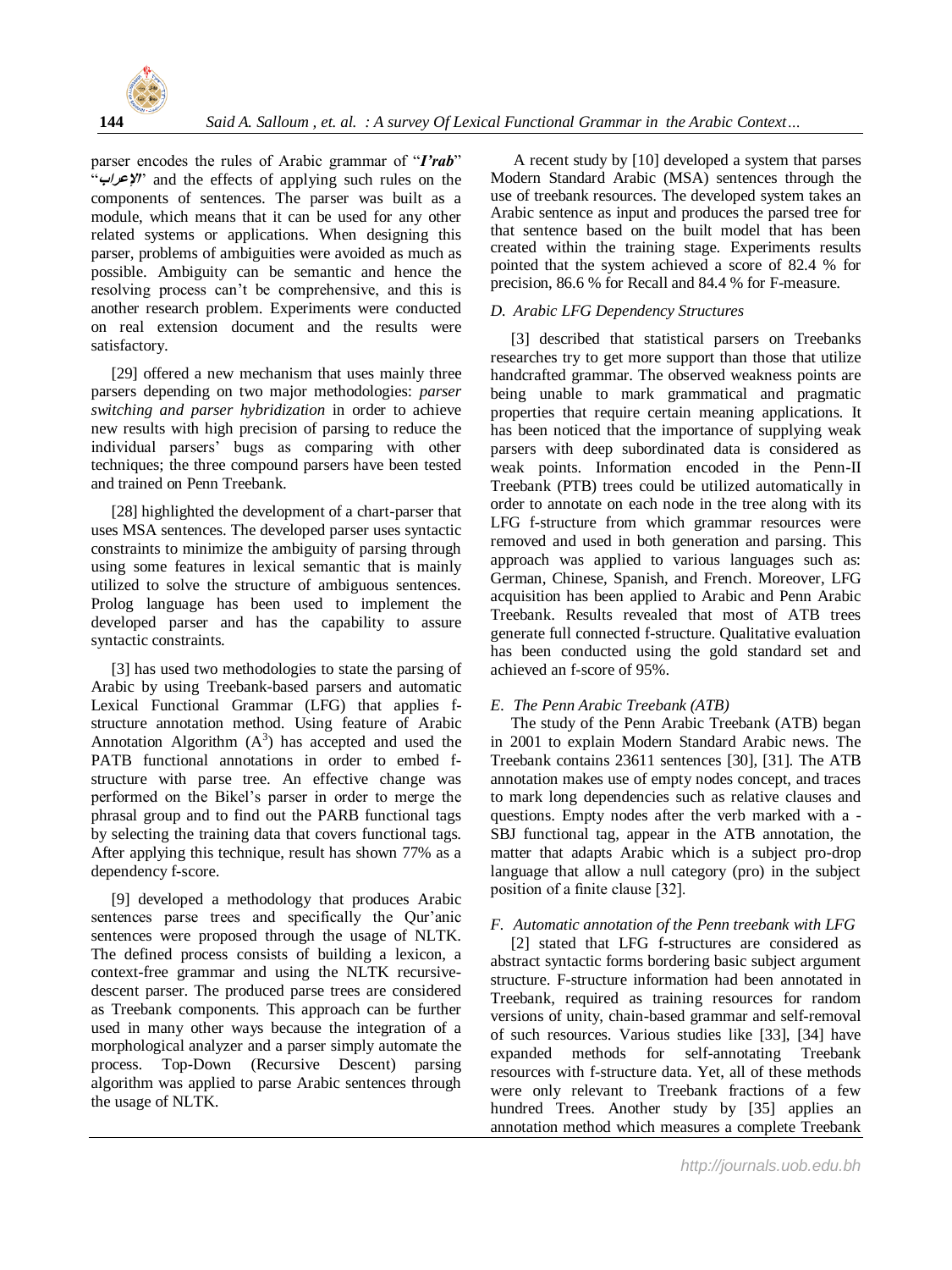parser encodes the rules of Arabic grammar of "***I'rab***" "الإعراب" and the effects of applying such rules on the components of sentences. The parser was built as a module, which means that it can be used for any other related systems or applications. When designing this parser, problems of ambiguities were avoided as much as possible. Ambiguity can be semantic and hence the resolving process can't be comprehensive, and this is another research problem. Experiments were conducted on real extension document and the results were satisfactory.

[29] offered a new mechanism that uses mainly three parsers depending on two major methodologies: *parser switching and parser hybridization* in order to achieve new results with high precision of parsing to reduce the individual parsers' bugs as comparing with other techniques; the three compound parsers have been tested and trained on Penn Treebank.

[28] highlighted the development of a chart-parser that uses MSA sentences. The developed parser uses syntactic constraints to minimize the ambiguity of parsing through using some features in lexical semantic that is mainly utilized to solve the structure of ambiguous sentences. Prolog language has been used to implement the developed parser and has the capability to assure syntactic constraints.

[3] has used two methodologies to state the parsing of Arabic by using Treebank-based parsers and automatic Lexical Functional Grammar (LFG) that applies f-structure annotation method. Using feature of Arabic Annotation Algorithm ($A^3$) has accepted and used the PATB functional annotations in order to embed f-structure with parse tree. An effective change was performed on the Bikel's parser in order to merge the phrasal group and to find out the PARB functional tags by selecting the training data that covers functional tags. After applying this technique, result has shown 77% as a dependency f-score.

[9] developed a methodology that produces Arabic sentences parse trees and specifically the Qur'anic sentences were proposed through the usage of NLTK. The defined process consists of building a lexicon, a context-free grammar and using the NLTK recursive-descent parser. The produced parse trees are considered as Treebank components. This approach can be further used in many other ways because the integration of a morphological analyzer and a parser simply automate the process. Top-Down (Recursive Descent) parsing algorithm was applied to parse Arabic sentences through the usage of NLTK.

A recent study by [10] developed a system that parses Modern Standard Arabic (MSA) sentences through the use of treebank resources. The developed system takes an Arabic sentence as input and produces the parsed tree for that sentence based on the built model that has been created within the training stage. Experiments results pointed that the system achieved a score of 82.4 % for precision, 86.6 % for Recall and 84.4 % for F-measure.

### *D. Arabic LFG Dependency Structures*

[3] described that statistical parsers on Treebanks researches try to get more support than those that utilize handcrafted grammar. The observed weakness points are being unable to mark grammatical and pragmatic properties that require certain meaning applications. It has been noticed that the importance of supplying weak parsers with deep subordinated data is considered as weak points. Information encoded in the Penn-II Treebank (PTB) trees could be utilized automatically in order to annotate on each node in the tree along with its LFG f-structure from which grammar resources were removed and used in both generation and parsing. This approach was applied to various languages such as: German, Chinese, Spanish, and French. Moreover, LFG acquisition has been applied to Arabic and Penn Arabic Treebank. Results revealed that most of ATB trees generate full connected f-structure. Qualitative evaluation has been conducted using the gold standard set and achieved an f-score of 95%.

### *E. The Penn Arabic Treebank (ATB)*

The study of the Penn Arabic Treebank (ATB) began in 2001 to explain Modern Standard Arabic news. The Treebank contains 23611 sentences [30], [31]. The ATB annotation makes use of empty nodes concept, and traces to mark long dependencies such as relative clauses and questions. Empty nodes after the verb marked with a -SBJ functional tag, appear in the ATB annotation, the matter that adapts Arabic which is a subject pro-drop language that allow a null category (pro) in the subject position of a finite clause [32].

### *F. Automatic annotation of the Penn treebank with LFG*

[2] stated that LFG f-structures are considered as abstract syntactic forms bordering basic subject argument structure. F-structure information had been annotated in Treebank, required as training resources for random versions of unity, chain-based grammar and self-removal of such resources. Various studies like [33], [34] have expanded methods for self-annotating Treebank resources with f-structure data. Yet, all of these methods were only relevant to Treebank fractions of a few hundred Trees. Another study by [35] applies an annotation method which measures a complete Treebank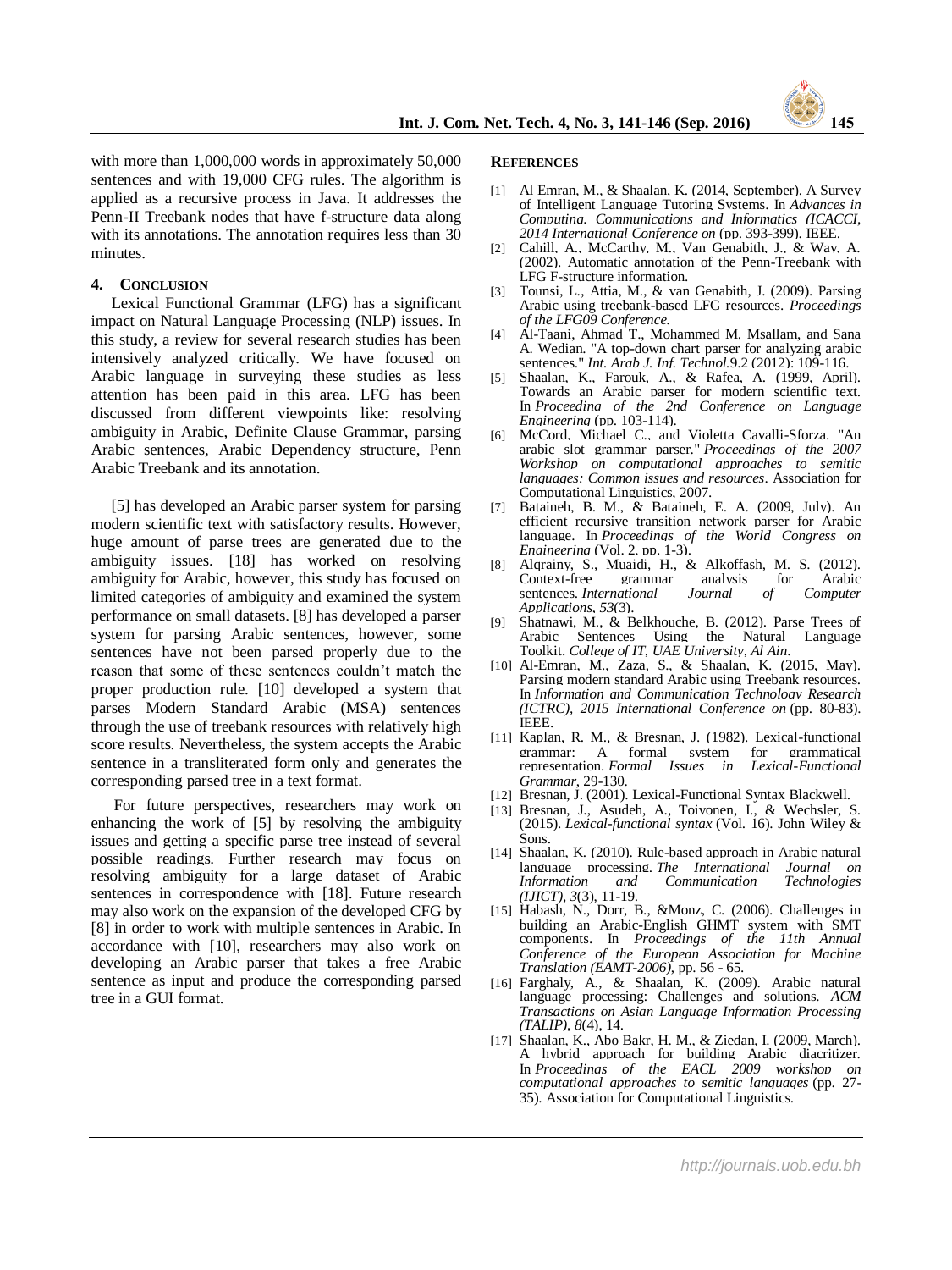with more than 1,000,000 words in approximately 50,000 sentences and with 19,000 CFG rules. The algorithm is applied as a recursive process in Java. It addresses the Penn-II Treebank nodes that have f-structure data along with its annotations. The annotation requires less than 30 minutes.

## 4. Conclusion

Lexical Functional Grammar (LFG) has a significant impact on Natural Language Processing (NLP) issues. In this study, a review for several research studies has been intensively analyzed critically. We have focused on Arabic language in surveying these studies as less attention has been paid in this area. LFG has been discussed from different viewpoints like: resolving ambiguity in Arabic, Definite Clause Grammar, parsing Arabic sentences, Arabic Dependency structure, Penn Arabic Treebank and its annotation.

[5] has developed an Arabic parser system for parsing modern scientific text with satisfactory results. However, huge amount of parse trees are generated due to the ambiguity issues. [18] has worked on resolving ambiguity for Arabic, however, this study has focused on limited categories of ambiguity and examined the system performance on small datasets. [8] has developed a parser system for parsing Arabic sentences, however, some sentences have not been parsed properly due to the reason that some of these sentences couldn't match the proper production rule. [10] developed a system that parses Modern Standard Arabic (MSA) sentences through the use of treebank resources with relatively high score results. Nevertheless, the system accepts the Arabic sentence in a transliterated form only and generates the corresponding parsed tree in a text format.

For future perspectives, researchers may work on enhancing the work of [5] by resolving the ambiguity issues and getting a specific parse tree instead of several possible readings. Further research may focus on resolving ambiguity for a large dataset of Arabic sentences in correspondence with [18]. Future research may also work on the expansion of the developed CFG by [8] in order to work with multiple sentences in Arabic. In accordance with [10], researchers may also work on developing an Arabic parser that takes a free Arabic sentence as input and produce the corresponding parsed tree in a GUI format.

## References

[1] Al Emran, M., & Shaalan, K. (2014, September). A Survey of Intelligent Language Tutoring Systems. In *Advances in Computing, Communications and Informatics (ICACCI, 2014 International Conference on* (pp. 393-399). IEEE.

[2] Cahill, A., McCarthy, M., Van Genabith, J., & Way, A. (2002). Automatic annotation of the Penn-Treebank with LFG F-structure information.

[3] Tounsi, L., Attia, M., & van Genabith, J. (2009). Parsing Arabic using treebank-based LFG resources. *Proceedings of the LFG09 Conference.*

[4] Al-Taani, Ahmad T., Mohammed M. Msallam, and Sana A. Wedian. "A top-down chart parser for analyzing arabic sentences." *Int. Arab J. Inf. Technol.*9.2 (2012): 109-116.

[5] Shaalan, K., Farouk, A., & Rafea, A. (1999, April). Towards an Arabic parser for modern scientific text. In *Proceeding of the 2nd Conference on Language Engineering* (pp. 103-114).

[6] McCord, Michael C., and Violetta Cavalli-Sforza. "An arabic slot grammar parser." *Proceedings of the 2007 Workshop on computational approaches to semitic languages: Common issues and resources*. Association for Computational Linguistics, 2007.

[7] Bataineh, B. M., & Bataineh, E. A. (2009, July). An efficient recursive transition network parser for Arabic language. In *Proceedings of the World Congress on Engineering* (Vol. 2, pp. 1-3).

[8] Alqrainy, S., Muaidi, H., & Alkoffash, M. S. (2012). Context-free grammar analysis for Arabic sentences. *International Journal of Computer Applications*, *53*(3).

[9] Shatnawi, M., & Belkhouche, B. (2012). Parse Trees of Arabic Sentences Using the Natural Language Toolkit. *College of IT, UAE University, Al Ain*.

[10] Al-Emran, M., Zaza, S., & Shaalan, K. (2015, May). Parsing modern standard Arabic using Treebank resources. In *Information and Communication Technology Research (ICTRC), 2015 International Conference on* (pp. 80-83). IEEE.

[11] Kaplan, R. M., & Bresnan, J. (1982). Lexical-functional grammar: A formal system for grammatical representation. *Formal Issues in Lexical-Functional Grammar*, 29-130.

[12] Bresnan, J. (2001). Lexical-Functional Syntax Blackwell.

[13] Bresnan, J., Asudeh, A., Toivonen, I., & Wechsler, S. (2015). *Lexical-functional syntax* (Vol. 16). John Wiley & Sons.

[14] Shaalan, K. (2010). Rule-based approach in Arabic natural language processing. *The International Journal on Information and Communication Technologies (IJICT)*, *3*(3), 11-19.

[15] Habash, N., Dorr, B., &Monz, C. (2006). Challenges in building an Arabic-English GHMT system with SMT components. In *Proceedings of the 11th Annual Conference of the European Association for Machine Translation (EAMT-2006)*, pp. 56 - 65.

[16] Farghaly, A., & Shaalan, K. (2009). Arabic natural language processing: Challenges and solutions. *ACM Transactions on Asian Language Information Processing (TALIP)*, *8*(4), 14.

[17] Shaalan, K., Abo Bakr, H. M., & Ziedan, I. (2009, March). A hybrid approach for building Arabic diacritizer. In *Proceedings of the EACL 2009 workshop on computational approaches to semitic languages* (pp. 27-35). Association for Computational Linguistics.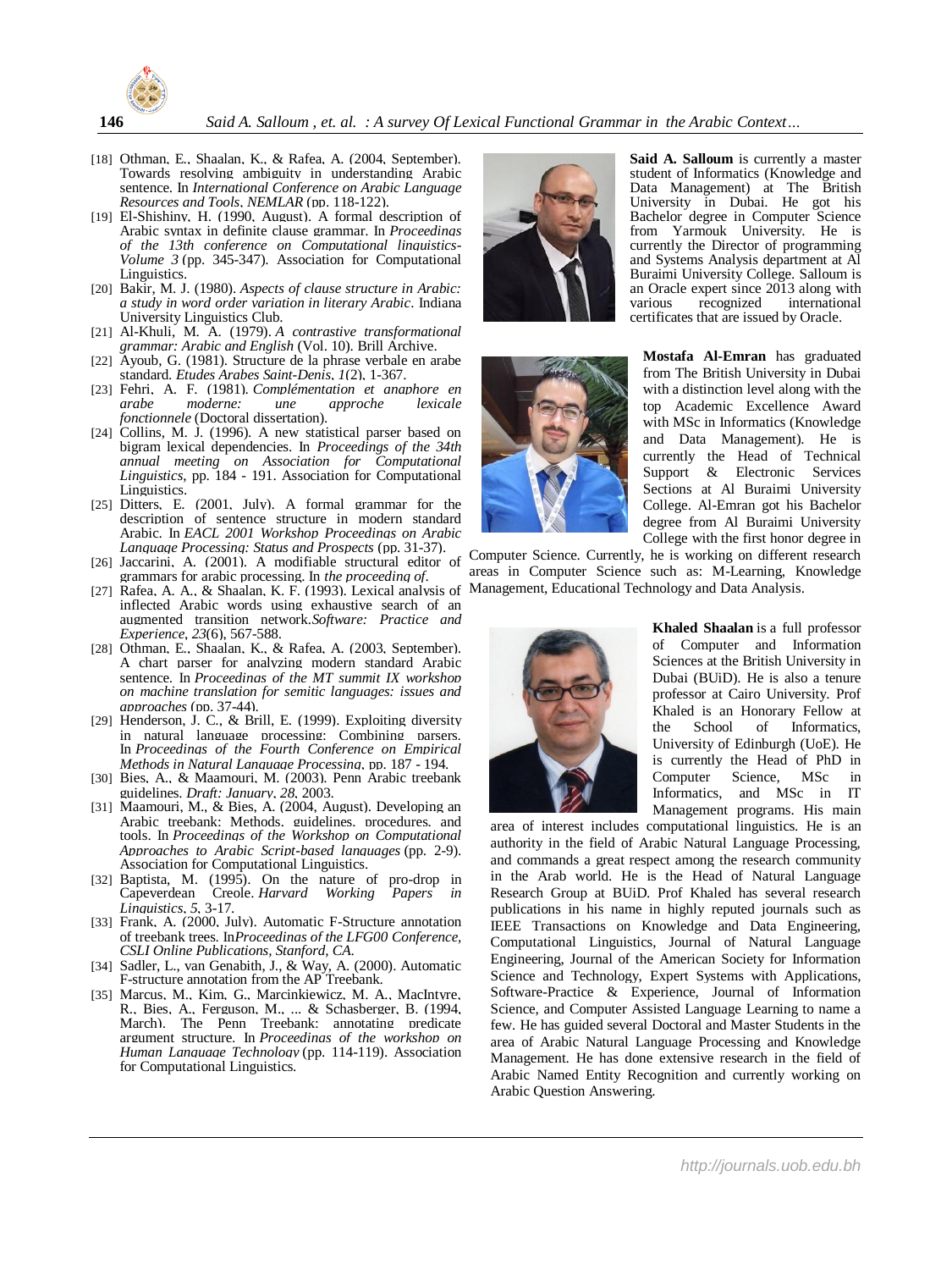[18] Othman, E., Shaalan, K., & Rafea, A. (2004, September). Towards resolving ambiguity in understanding Arabic sentence. In *International Conference on Arabic Language Resources and Tools, NEMLAR* (pp. 118-122).

[19] El-Shishiny, H. (1990, August). A formal description of Arabic syntax in definite clause grammar. In *Proceedings of the 13th conference on Computational linguistics-Volume 3* (pp. 345-347). Association for Computational Linguistics.

[20] Bakir, M. J. (1980). *Aspects of clause structure in Arabic: a study in word order variation in literary Arabic*. Indiana University Linguistics Club.

[21] Al-Khuli, M. A. (1979). *A contrastive transformational grammar: Arabic and English* (Vol. 10). Brill Archive.

[22] Ayoub, G. (1981). Structure de la phrase verbale en arabe standard. *Etudes Arabes Saint-Denis*, *1*(2), 1-367.

[23] Fehri, A. F. (1981). *Complémentation et anaphore en arabe moderne: une approche lexicale fonctionnelle* (Doctoral dissertation).

[24] Collins, M. J. (1996). A new statistical parser based on bigram lexical dependencies. In *Proceedings of the 34th annual meeting on Association for Computational Linguistics*, pp. 184 - 191. Association for Computational Linguistics.

[25] Ditters, E. (2001, July). A formal grammar for the description of sentence structure in modern standard Arabic. In *EACL 2001 Workshop Proceedings on Arabic Language Processing: Status and Prospects* (pp. 31-37).

[26] Jaccarini, A. (2001). A modifiable structural editor of grammars for arabic processing. In *the proceeding of*.

[27] Rafea, A. A., & Shaalan, K. F. (1993). Lexical analysis of inflected Arabic words using exhaustive search of an augmented transition network.*Software: Practice and Experience*, *23*(6), 567-588.

[28] Othman, E., Shaalan, K., & Rafea, A. (2003, September). A chart parser for analyzing modern standard Arabic sentence. In *Proceedings of the MT summit IX workshop on machine translation for semitic languages: issues and approaches* (pp. 37-44).

[29] Henderson, J. C., & Brill, E. (1999). Exploiting diversity in natural language processing: Combining parsers. In *Proceedings of the Fourth Conference on Empirical Methods in Natural Language Processing*, pp. 187 - 194.

[30] Bies, A., & Maamouri, M. (2003). Penn Arabic treebank guidelines. *Draft: January*, *28*, 2003.

[31] Maamouri, M., & Bies, A. (2004, August). Developing an Arabic treebank: Methods, guidelines, procedures, and tools. In *Proceedings of the Workshop on Computational Approaches to Arabic Script-based languages* (pp. 2-9). Association for Computational Linguistics.

[32] Baptista, M. (1995). On the nature of pro-drop in Capeverdean Creole. *Harvard Working Papers in Linguistics*, *5*, 3-17.

[33] Frank, A. (2000, July). Automatic F-Structure annotation of treebank trees. In*Proceedings of the LFG00 Conference, CSLI Online Publications, Stanford, CA.*

[34] Sadler, L., van Genabith, J., & Way, A. (2000). Automatic F-structure annotation from the AP Treebank.

[35] Marcus, M., Kim, G., Marcinkiewicz, M. A., MacIntyre, R., Bies, A., Ferguson, M., ... & Schasberger, B. (1994, March). The Penn Treebank: annotating predicate argument structure. In *Proceedings of the workshop on Human Language Technology* (pp. 114-119). Association for Computational Linguistics.

**Said A. Salloum** is currently a master student of Informatics (Knowledge and Data Management) at The British University in Dubai. He got his Bachelor degree in Computer Science from Yarmouk University. He is currently the Director of programming and Systems Analysis department at Al Buraimi University College. Salloum is an Oracle expert since 2013 along with various recognized international certificates that are issued by Oracle.

**Mostafa Al-Emran** has graduated from The British University in Dubai with a distinction level along with the top Academic Excellence Award with MSc in Informatics (Knowledge and Data Management). He is currently the Head of Technical Support & Electronic Services Sections at Al Buraimi University College. Al-Emran got his Bachelor degree from Al Buraimi University College with the first honor degree in Computer Science. Currently, he is working on different research areas in Computer Science such as: M-Learning, Knowledge Management, Educational Technology and Data Analysis.

**Khaled Shaalan** is a full professor of Computer and Information Sciences at the British University in Dubai (BUiD). He is also a tenure professor at Cairo University. Prof Khaled is an Honorary Fellow at the School of Informatics, University of Edinburgh (UoE). He is currently the Head of PhD in Computer Science, MSc in Informatics, and MSc in IT Management programs. His main area of interest includes computational linguistics. He is an authority in the field of Arabic Natural Language Processing, and commands a great respect among the research community in the Arab world. He is the Head of Natural Language Research Group at BUiD. Prof Khaled has several research publications in his name in highly reputed journals such as IEEE Transactions on Knowledge and Data Engineering, Computational Linguistics, Journal of Natural Language Engineering, Journal of the American Society for Information Science and Technology, Expert Systems with Applications, Software-Practice & Experience, Journal of Information Science, and Computer Assisted Language Learning to name a few. He has guided several Doctoral and Master Students in the area of Arabic Natural Language Processing and Knowledge Management. He has done extensive research in the field of Arabic Named Entity Recognition and currently working on Arabic Question Answering.